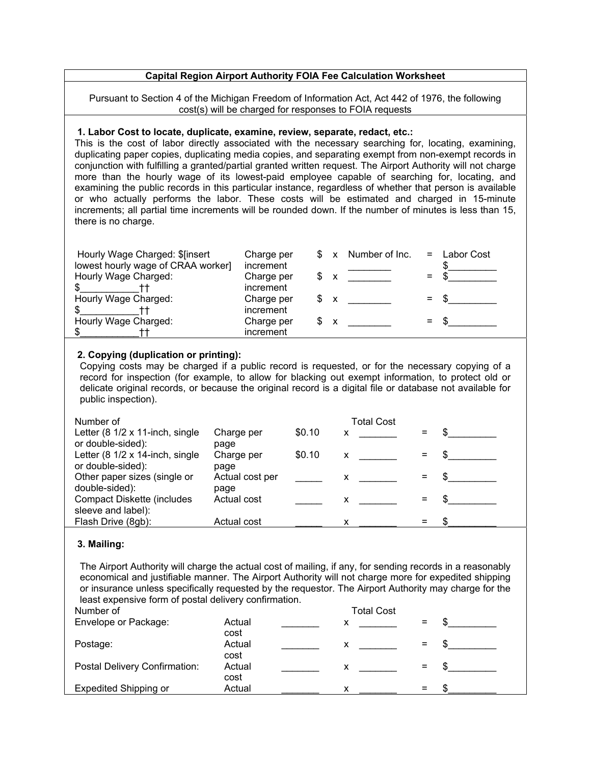# Capital Region Airport Authority FOIA Fee Calculation Worksheet

Pursuant to Section 4 of the Michigan Freedom of Information Act, Act 442 of 1976, the following cost(s) will be charged for responses to FOIA requests

## 1. Labor Cost to locate, duplicate, examine, review, separate, redact, etc.:

This is the cost of labor directly associated with the necessary searching for, locating, examining, duplicating paper copies, duplicating media copies, and separating exempt from non-exempt records in conjunction with fulfilling a granted/partial granted written request. The Airport Authority will not charge more than the hourly wage of its lowest-paid employee capable of searching for, locating, and examining the public records in this particular instance, regardless of whether that person is available or who actually performs the labor. These costs will be estimated and charged in 15-minute increments; all partial time increments will be rounded down. If the number of minutes is less than 15, there is no charge.

| | | | | | | |
|---|---|---|---|---|---|---|
| Hourly Wage Charged: $[insert lowest hourly wage of CRAA worker] | Charge per increment | $ | x | Number of Inc. ________ | = | Labor Cost $_________ |
| Hourly Wage Charged: $___________†† | Charge per increment | $ | x | ________ | = | $_________ |
| Hourly Wage Charged: $___________†† | Charge per increment | $ | x | ________ | = | $_________ |
| Hourly Wage Charged: $___________†† | Charge per increment | $ | x | ________ | = | $_________ |

## 2. Copying (duplication or printing):

Copying costs may be charged if a public record is requested, or for the necessary copying of a record for inspection (for example, to allow for blacking out exempt information, to protect old or delicate original records, or because the original record is a digital file or database not available for public inspection).

| | | | | | | |
|---|---|---|---|---|---|---|
| | | | | Number of | | Total Cost |
| Letter (8 1/2 x 11-inch, single or double-sided): | Charge per page | $0.10 | x | _______ | = | $_________ |
| Letter (8 1/2 x 14-inch, single or double-sided): | Charge per page | $0.10 | x | _______ | = | $_________ |
| Other paper sizes (single or double-sided): | Actual cost per page | _____ | x | _______ | = | $_________ |
| Compact Diskette (includes sleeve and label): | Actual cost | _____ | x | _______ | = | $_________ |
| Flash Drive (8gb): | Actual cost | _____ | x | _______ | = | $_________ |

## 3. Mailing:

The Airport Authority will charge the actual cost of mailing, if any, for sending records in a reasonably economical and justifiable manner. The Airport Authority will not charge more for expedited shipping or insurance unless specifically requested by the requestor. The Airport Authority may charge for the least expensive form of postal delivery confirmation.

| | | | | | | |
|---|---|---|---|---|---|---|
| | | | | Number of | | Total Cost |
| Envelope or Package: | Actual cost | _______ | x | _______ | = | $_________ |
| Postage: | Actual cost | _______ | x | _______ | = | $_________ |
| Postal Delivery Confirmation: | Actual cost | _______ | x | _______ | = | $_________ |
| Expedited Shipping or | Actual | _______ | x | _______ | = | $_________ |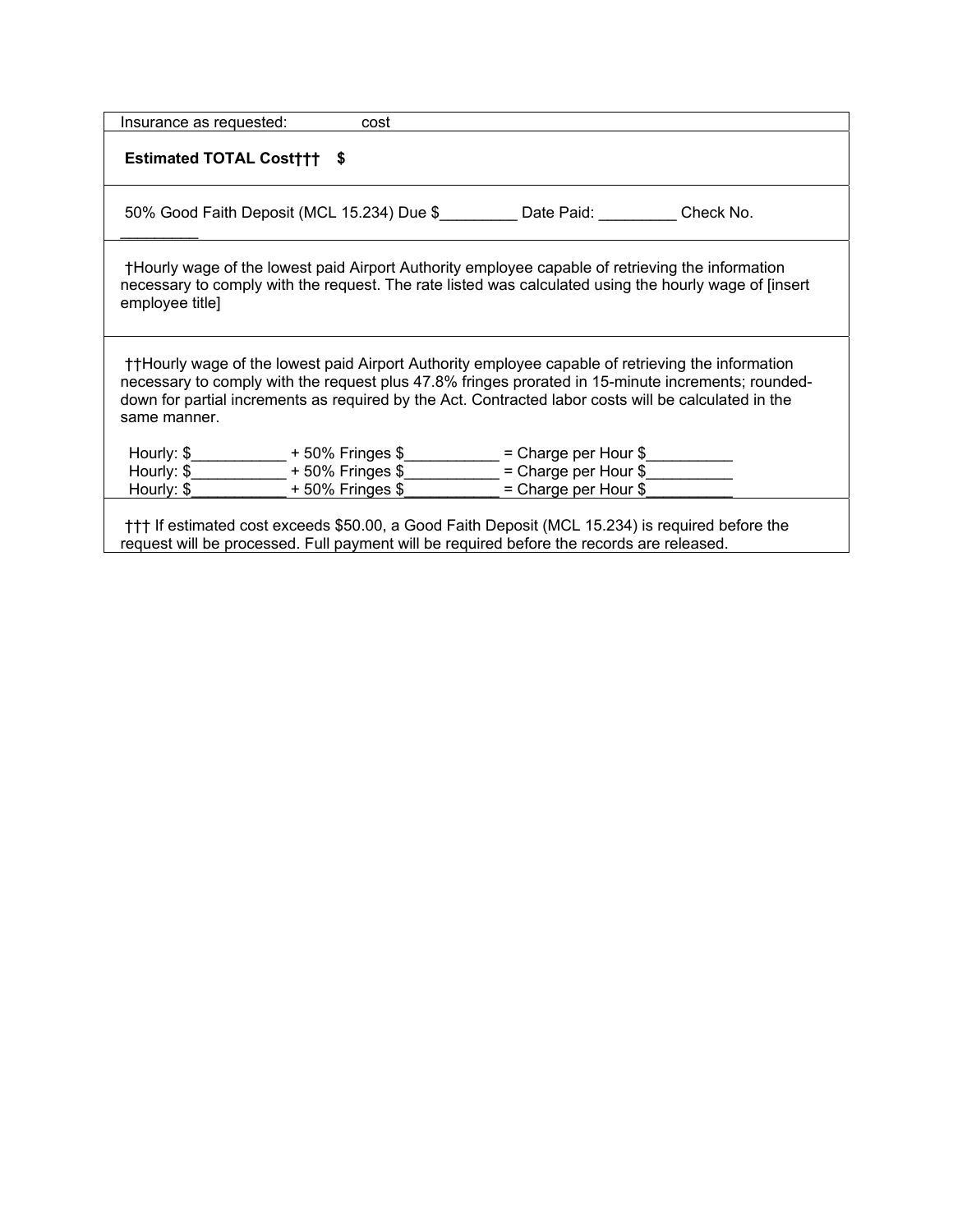| |
|---|
| Insurance as requested: cost |
| **Estimated TOTAL Cost††† $** |
| 50% Good Faith Deposit (MCL 15.234) Due $_________ Date Paid: _________ Check No. _________ |
| †Hourly wage of the lowest paid Airport Authority employee capable of retrieving the information necessary to comply with the request. The rate listed was calculated using the hourly wage of [insert employee title] |
| ††Hourly wage of the lowest paid Airport Authority employee capable of retrieving the information necessary to comply with the request plus 47.8% fringes prorated in 15-minute increments; rounded-down for partial increments as required by the Act. Contracted labor costs will be calculated in the same manner.<br><br>Hourly: $___________ + 50% Fringes $___________ = Charge per Hour $__________<br>Hourly: $___________ + 50% Fringes $___________ = Charge per Hour $__________<br>Hourly: $___________ + 50% Fringes $___________ = Charge per Hour $__________ |
| ††† If estimated cost exceeds $50.00, a Good Faith Deposit (MCL 15.234) is required before the request will be processed. Full payment will be required before the records are released. |